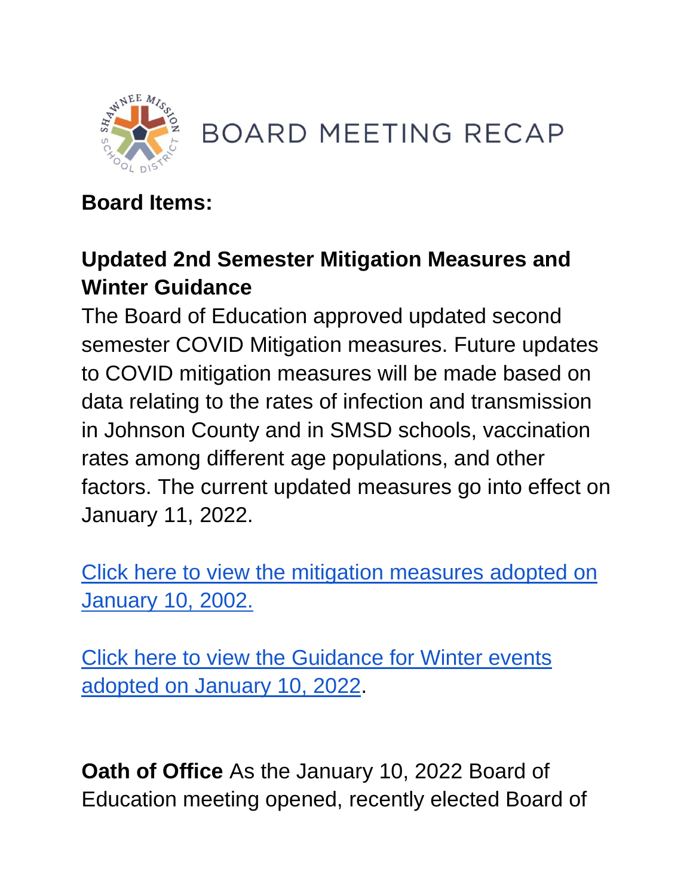# BOARD MEETING RECAP

**Board Items:**

## Updated 2nd Semester Mitigation Measures and Winter Guidance

The Board of Education approved updated second semester COVID Mitigation measures. Future updates to COVID mitigation measures will be made based on data relating to the rates of infection and transmission in Johnson County and in SMSD schools, vaccination rates among different age populations, and other factors. The current updated measures go into effect on January 11, 2022.

Click here to view the mitigation measures adopted on January 10, 2002.

Click here to view the Guidance for Winter events adopted on January 10, 2022.

**Oath of Office** As the January 10, 2022 Board of Education meeting opened, recently elected Board of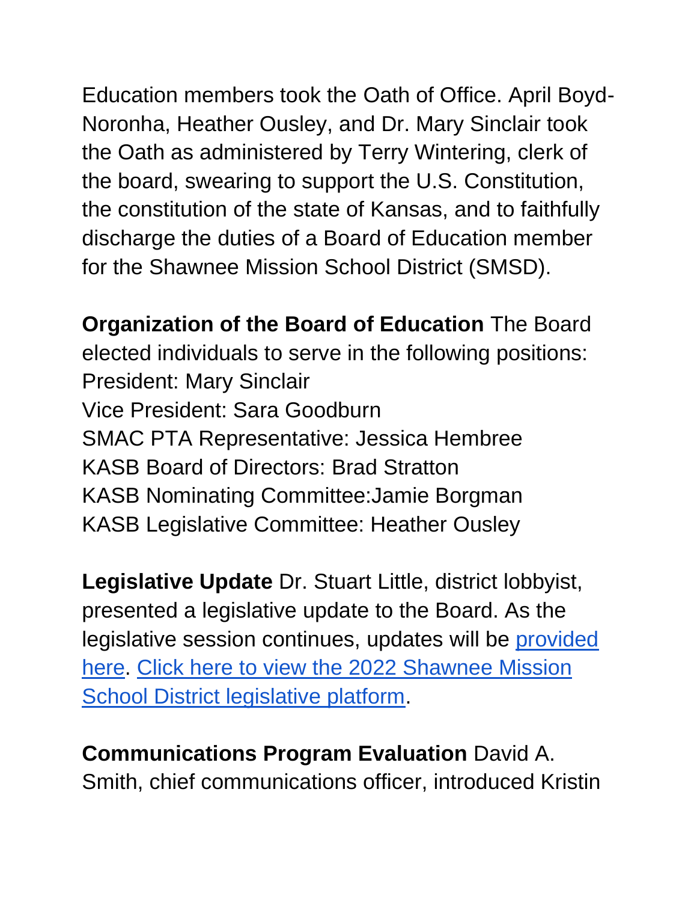Education members took the Oath of Office. April Boyd-Noronha, Heather Ousley, and Dr. Mary Sinclair took the Oath as administered by Terry Wintering, clerk of the board, swearing to support the U.S. Constitution, the constitution of the state of Kansas, and to faithfully discharge the duties of a Board of Education member for the Shawnee Mission School District (SMSD).

**Organization of the Board of Education** The Board elected individuals to serve in the following positions:
President: Mary Sinclair
Vice President: Sara Goodburn
SMAC PTA Representative: Jessica Hembree
KASB Board of Directors: Brad Stratton
KASB Nominating Committee:Jamie Borgman
KASB Legislative Committee: Heather Ousley

**Legislative Update** Dr. Stuart Little, district lobbyist, presented a legislative update to the Board. As the legislative session continues, updates will be provided here. Click here to view the 2022 Shawnee Mission School District legislative platform.

**Communications Program Evaluation** David A. Smith, chief communications officer, introduced Kristin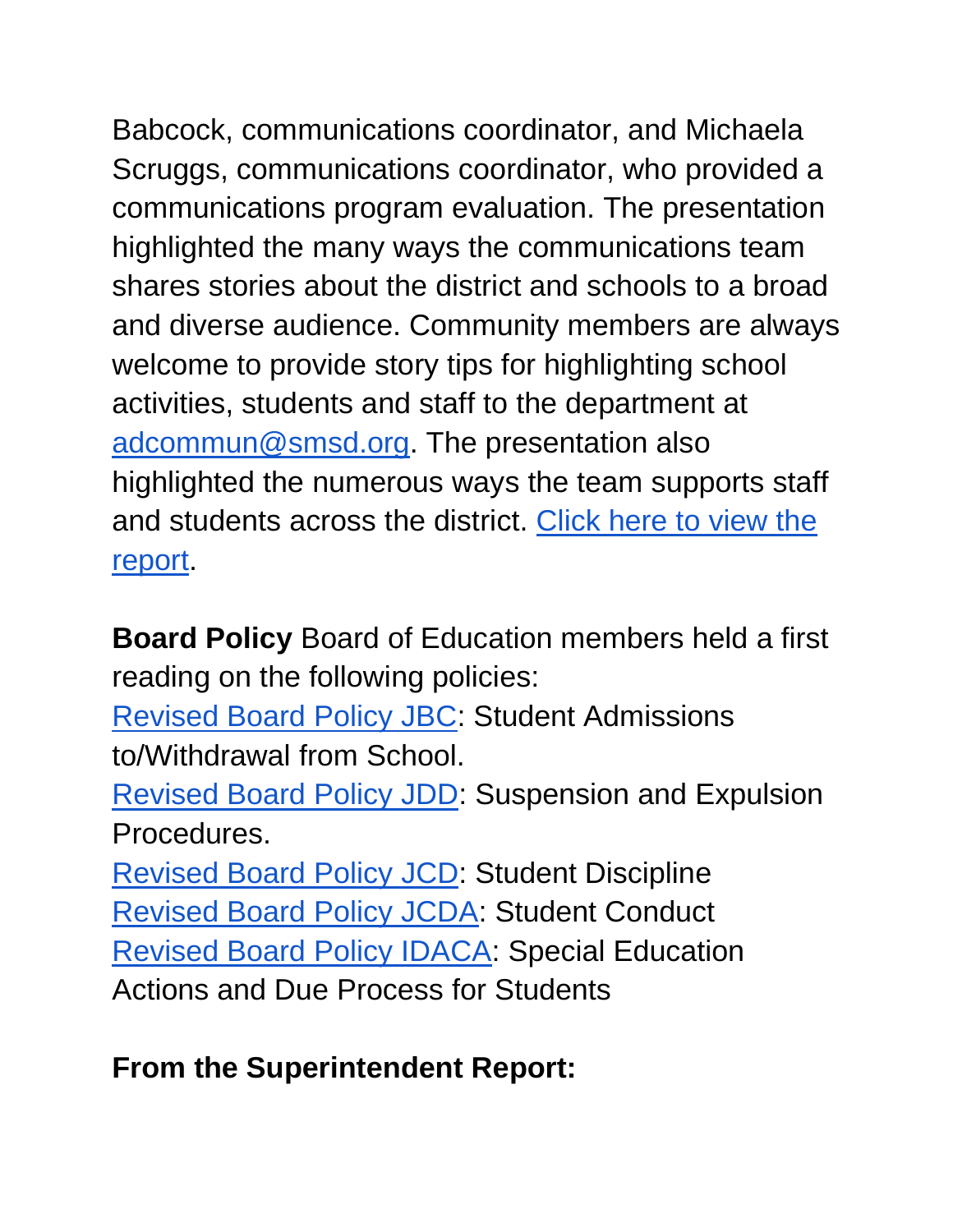Babcock, communications coordinator, and Michaela Scruggs, communications coordinator, who provided a communications program evaluation. The presentation highlighted the many ways the communications team shares stories about the district and schools to a broad and diverse audience. Community members are always welcome to provide story tips for highlighting school activities, students and staff to the department at adcommun@smsd.org. The presentation also highlighted the numerous ways the team supports staff and students across the district. Click here to view the report.

**Board Policy** Board of Education members held a first reading on the following policies:
Revised Board Policy JBC: Student Admissions to/Withdrawal from School.
Revised Board Policy JDD: Suspension and Expulsion Procedures.
Revised Board Policy JCD: Student Discipline
Revised Board Policy JCDA: Student Conduct
Revised Board Policy IDACA: Special Education Actions and Due Process for Students

**From the Superintendent Report:**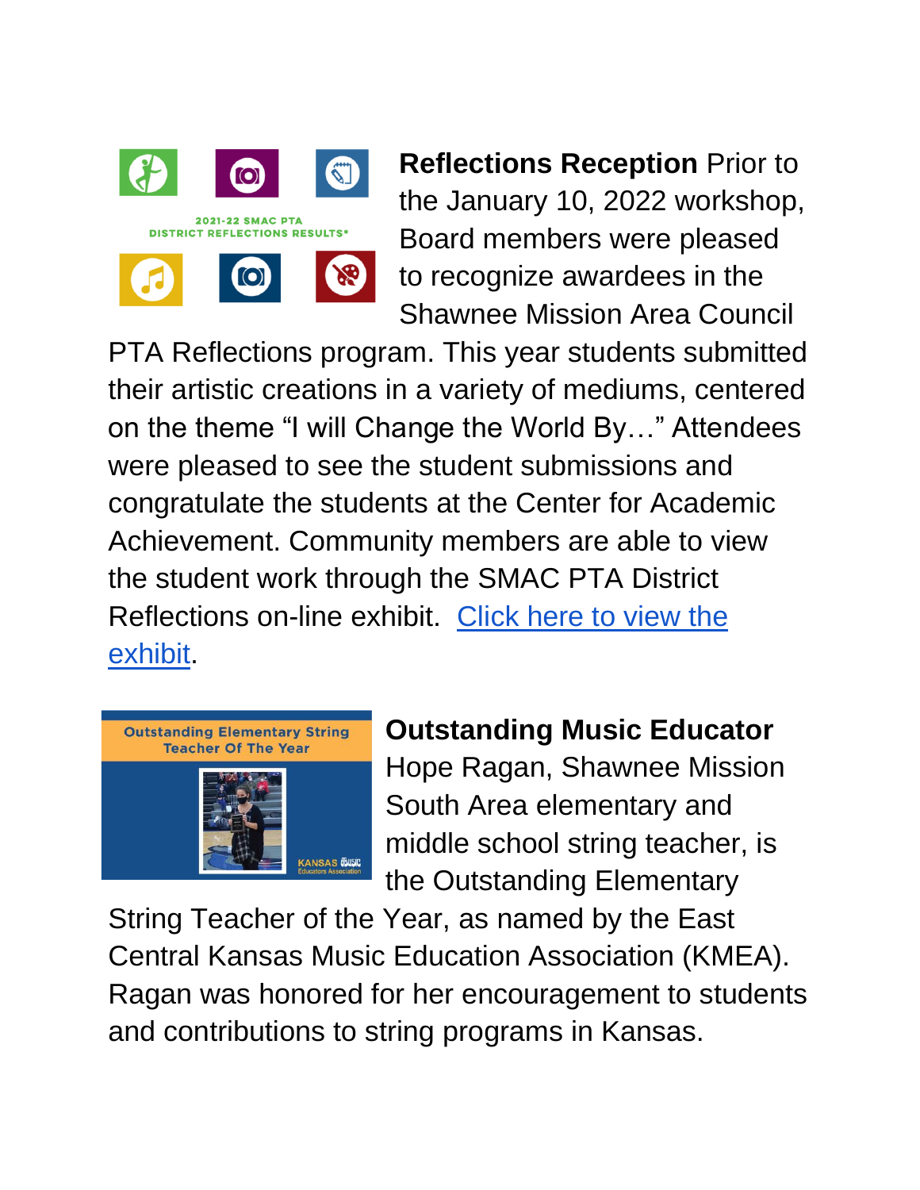**Reflections Reception** Prior to the January 10, 2022 workshop, Board members were pleased to recognize awardees in the Shawnee Mission Area Council PTA Reflections program. This year students submitted their artistic creations in a variety of mediums, centered on the theme "I will Change the World By…" Attendees were pleased to see the student submissions and congratulate the students at the Center for Academic Achievement. Community members are able to view the student work through the SMAC PTA District Reflections on-line exhibit. Click here to view the exhibit.

**Outstanding Music Educator** Hope Ragan, Shawnee Mission South Area elementary and middle school string teacher, is the Outstanding Elementary String Teacher of the Year, as named by the East Central Kansas Music Education Association (KMEA). Ragan was honored for her encouragement to students and contributions to string programs in Kansas.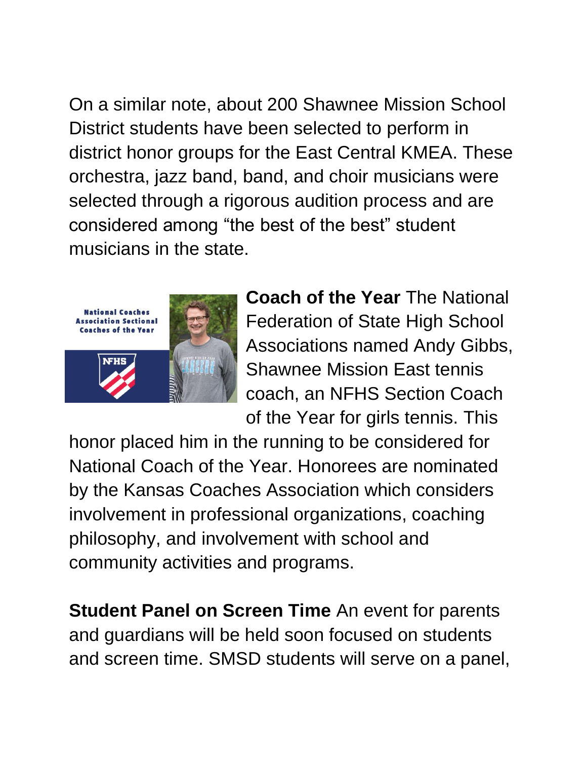On a similar note, about 200 Shawnee Mission School District students have been selected to perform in district honor groups for the East Central KMEA. These orchestra, jazz band, band, and choir musicians were selected through a rigorous audition process and are considered among "the best of the best" student musicians in the state.

**Coach of the Year** The National Federation of State High School Associations named Andy Gibbs, Shawnee Mission East tennis coach, an NFHS Section Coach of the Year for girls tennis. This honor placed him in the running to be considered for National Coach of the Year. Honorees are nominated by the Kansas Coaches Association which considers involvement in professional organizations, coaching philosophy, and involvement with school and community activities and programs.

**Student Panel on Screen Time** An event for parents and guardians will be held soon focused on students and screen time. SMSD students will serve on a panel,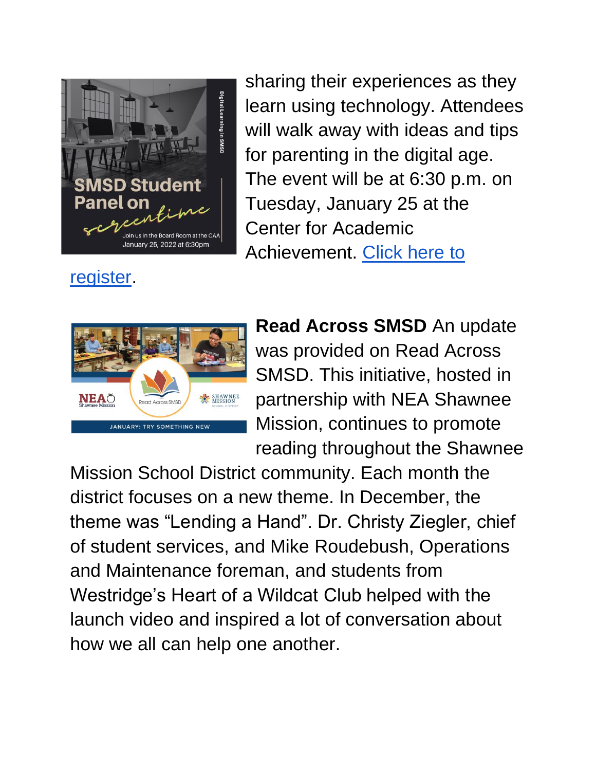sharing their experiences as they learn using technology. Attendees will walk away with ideas and tips for parenting in the digital age. The event will be at 6:30 p.m. on Tuesday, January 25 at the Center for Academic Achievement. Click here to register.

**Read Across SMSD** An update was provided on Read Across SMSD. This initiative, hosted in partnership with NEA Shawnee Mission, continues to promote reading throughout the Shawnee Mission School District community. Each month the district focuses on a new theme. In December, the theme was “Lending a Hand”. Dr. Christy Ziegler, chief of student services, and Mike Roudebush, Operations and Maintenance foreman, and students from Westridge’s Heart of a Wildcat Club helped with the launch video and inspired a lot of conversation about how we all can help one another.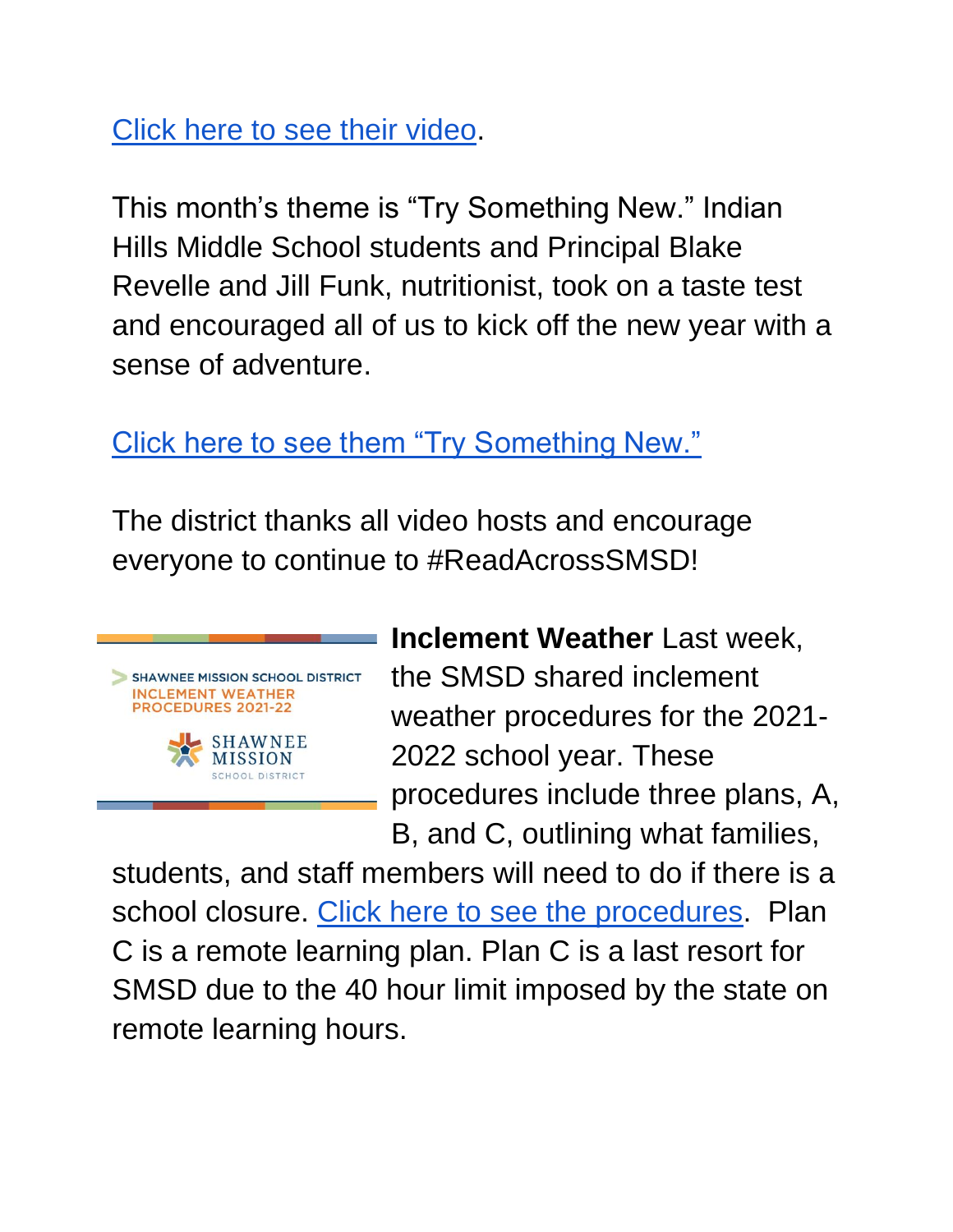Click here to see their video.

This month's theme is "Try Something New." Indian Hills Middle School students and Principal Blake Revelle and Jill Funk, nutritionist, took on a taste test and encouraged all of us to kick off the new year with a sense of adventure.

Click here to see them "Try Something New."

The district thanks all video hosts and encourage everyone to continue to #ReadAcrossSMSD!

**Inclement Weather** Last week, the SMSD shared inclement weather procedures for the 2021-2022 school year. These procedures include three plans, A, B, and C, outlining what families, students, and staff members will need to do if there is a school closure. Click here to see the procedures. Plan C is a remote learning plan. Plan C is a last resort for SMSD due to the 40 hour limit imposed by the state on remote learning hours.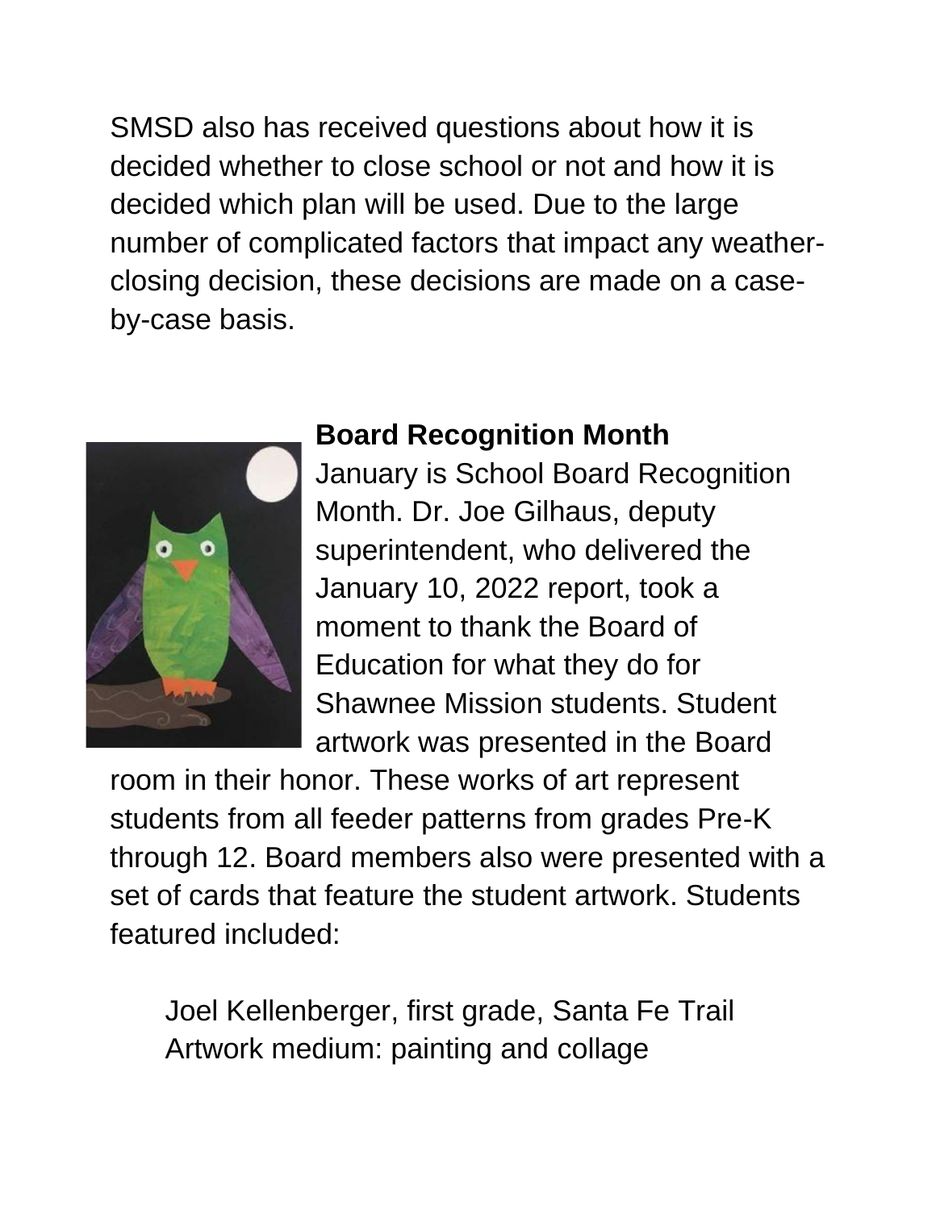SMSD also has received questions about how it is decided whether to close school or not and how it is decided which plan will be used. Due to the large number of complicated factors that impact any weather-closing decision, these decisions are made on a case-by-case basis.

**Board Recognition Month**

January is School Board Recognition Month. Dr. Joe Gilhaus, deputy superintendent, who delivered the January 10, 2022 report, took a moment to thank the Board of Education for what they do for Shawnee Mission students. Student artwork was presented in the Board room in their honor. These works of art represent students from all feeder patterns from grades Pre-K through 12. Board members also were presented with a set of cards that feature the student artwork. Students featured included:

Joel Kellenberger, first grade, Santa Fe Trail
Artwork medium: painting and collage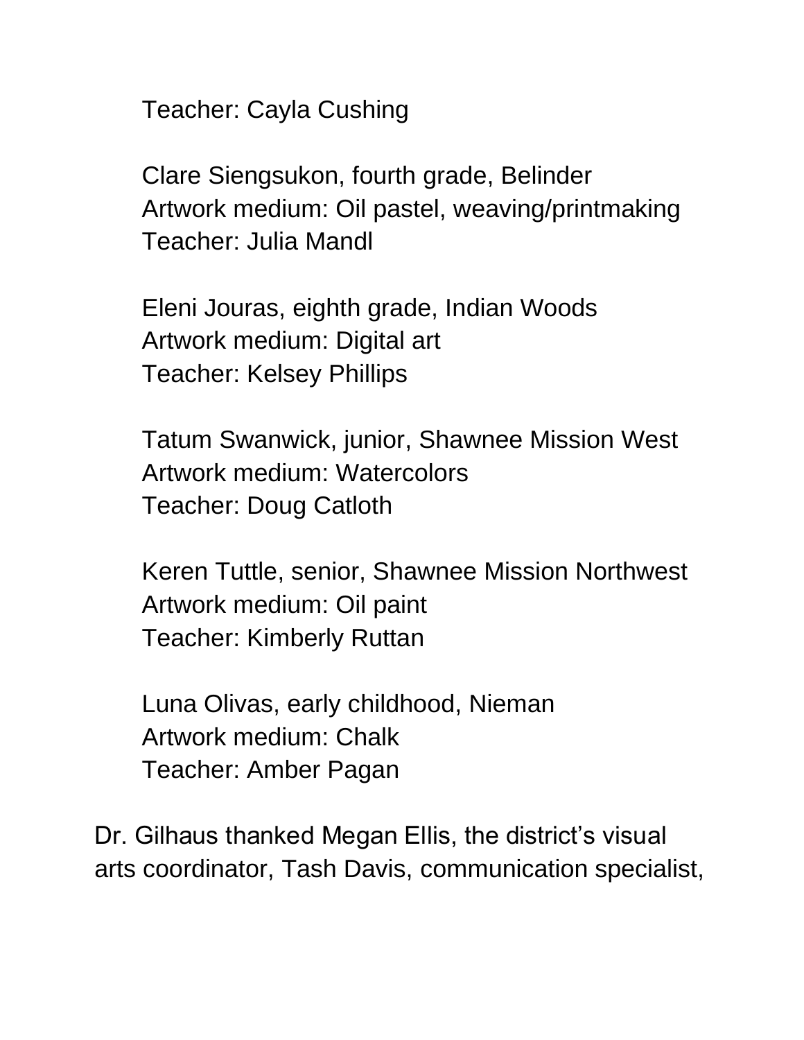Teacher: Cayla Cushing

Clare Siengsukon, fourth grade, Belinder
Artwork medium: Oil pastel, weaving/printmaking
Teacher: Julia Mandl

Eleni Jouras, eighth grade, Indian Woods
Artwork medium: Digital art
Teacher: Kelsey Phillips

Tatum Swanwick, junior, Shawnee Mission West
Artwork medium: Watercolors
Teacher: Doug Catloth

Keren Tuttle, senior, Shawnee Mission Northwest
Artwork medium: Oil paint
Teacher: Kimberly Ruttan

Luna Olivas, early childhood, Nieman
Artwork medium: Chalk
Teacher: Amber Pagan

Dr. Gilhaus thanked Megan Ellis, the district's visual arts coordinator, Tash Davis, communication specialist,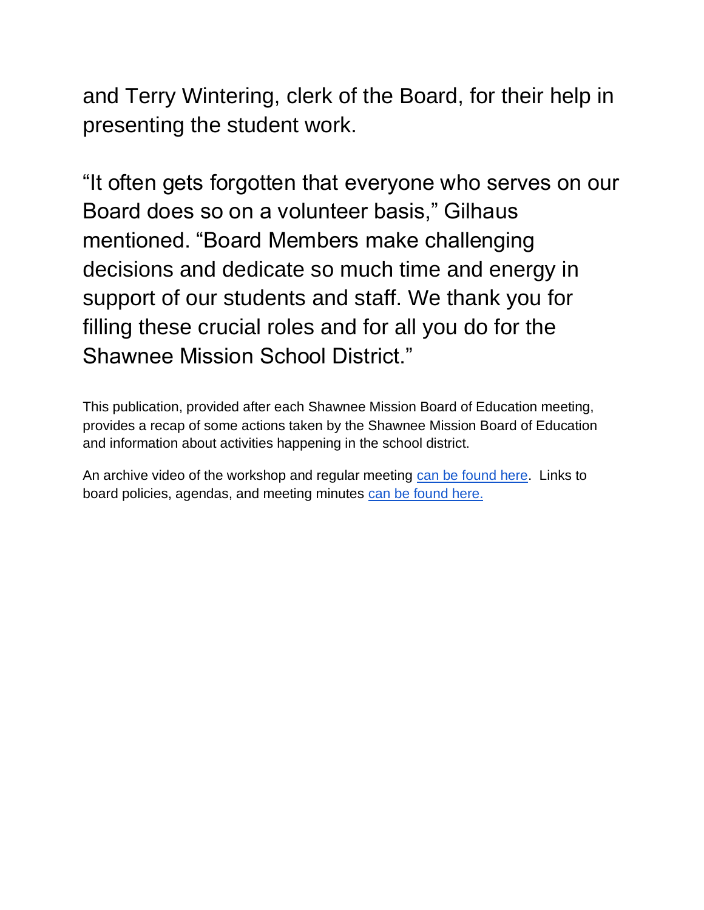and Terry Wintering, clerk of the Board, for their help in presenting the student work.

"It often gets forgotten that everyone who serves on our Board does so on a volunteer basis," Gilhaus mentioned. "Board Members make challenging decisions and dedicate so much time and energy in support of our students and staff. We thank you for filling these crucial roles and for all you do for the Shawnee Mission School District."

This publication, provided after each Shawnee Mission Board of Education meeting, provides a recap of some actions taken by the Shawnee Mission Board of Education and information about activities happening in the school district.

An archive video of the workshop and regular meeting can be found here. Links to board policies, agendas, and meeting minutes can be found here.